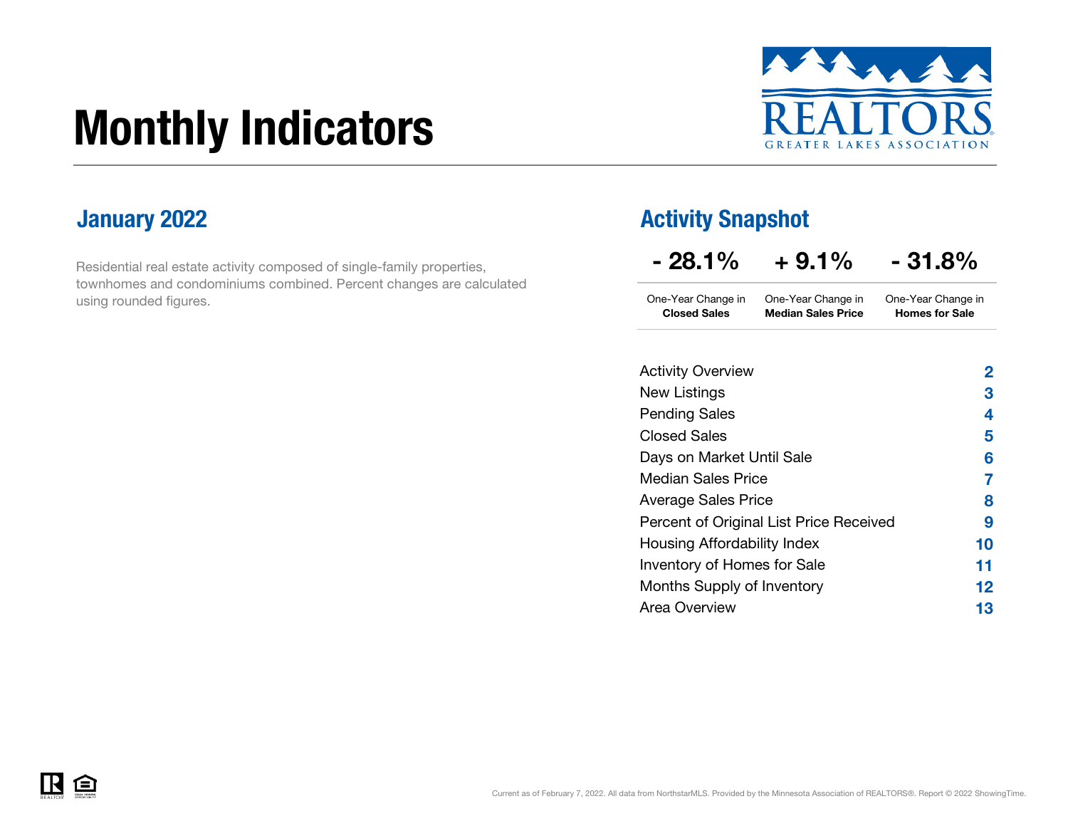# Monthly Indicators

REALTORS
GREATER LAKES ASSOCIATION

## January 2022

Residential real estate activity composed of single-family properties, townhomes and condominiums combined. Percent changes are calculated using rounded figures.

## Activity Snapshot

| - 28.1% | + 9.1% | - 31.8% |
|---|---|---|
| One-Year Change in **Closed Sales** | One-Year Change in **Median Sales Price** | One-Year Change in **Homes for Sale** |

| | |
|---|---|
| Activity Overview | 2 |
| New Listings | 3 |
| Pending Sales | 4 |
| Closed Sales | 5 |
| Days on Market Until Sale | 6 |
| Median Sales Price | 7 |
| Average Sales Price | 8 |
| Percent of Original List Price Received | 9 |
| Housing Affordability Index | 10 |
| Inventory of Homes for Sale | 11 |
| Months Supply of Inventory | 12 |
| Area Overview | 13 |

Current as of February 7, 2022. All data from NorthstarMLS. Provided by the Minnesota Association of REALTORS®. Report © 2022 ShowingTime.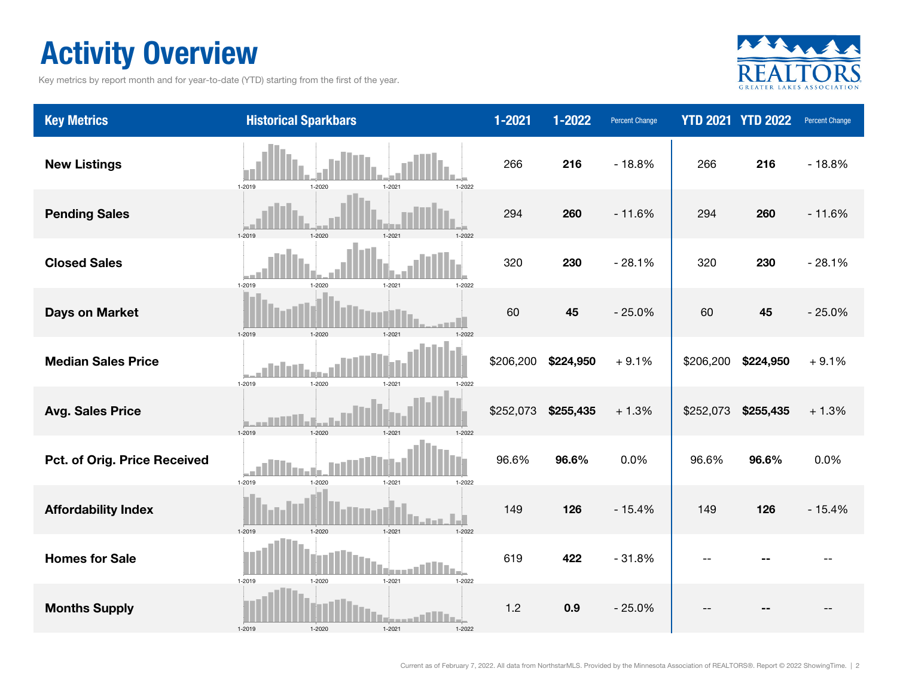# Activity Overview

Key metrics by report month and for year-to-date (YTD) starting from the first of the year.

| Key Metrics | Historical Sparkbars | 1-2021 | 1-2022 | Percent Change | YTD 2021 | YTD 2022 | Percent Change |
|---|---|---|---|---|---|---|---|
| New Listings | 1-2019 1-2020 1-2021 1-2022 | 266 | **216** | - 18.8% | 266 | **216** | - 18.8% |
| Pending Sales | 1-2019 1-2020 1-2021 1-2022 | 294 | **260** | - 11.6% | 294 | **260** | - 11.6% |
| Closed Sales | 1-2019 1-2020 1-2021 1-2022 | 320 | **230** | - 28.1% | 320 | **230** | - 28.1% |
| Days on Market | 1-2019 1-2020 1-2021 1-2022 | 60 | **45** | - 25.0% | 60 | **45** | - 25.0% |
| Median Sales Price | 1-2019 1-2020 1-2021 1-2022 | $206,200 | **$224,950** | + 9.1% | $206,200 | **$224,950** | + 9.1% |
| Avg. Sales Price | 1-2019 1-2020 1-2021 1-2022 | $252,073 | **$255,435** | + 1.3% | $252,073 | **$255,435** | + 1.3% |
| Pct. of Orig. Price Received | 1-2019 1-2020 1-2021 1-2022 | 96.6% | **96.6%** | 0.0% | 96.6% | **96.6%** | 0.0% |
| Affordability Index | 1-2019 1-2020 1-2021 1-2022 | 149 | **126** | - 15.4% | 149 | **126** | - 15.4% |
| Homes for Sale | 1-2019 1-2020 1-2021 1-2022 | 619 | **422** | - 31.8% | -- | **--** | -- |
| Months Supply | 1-2019 1-2020 1-2021 1-2022 | 1.2 | **0.9** | - 25.0% | -- | **--** | -- |

Current as of February 7, 2022. All data from NorthstarMLS. Provided by the Minnesota Association of REALTORS®. Report © 2022 ShowingTime.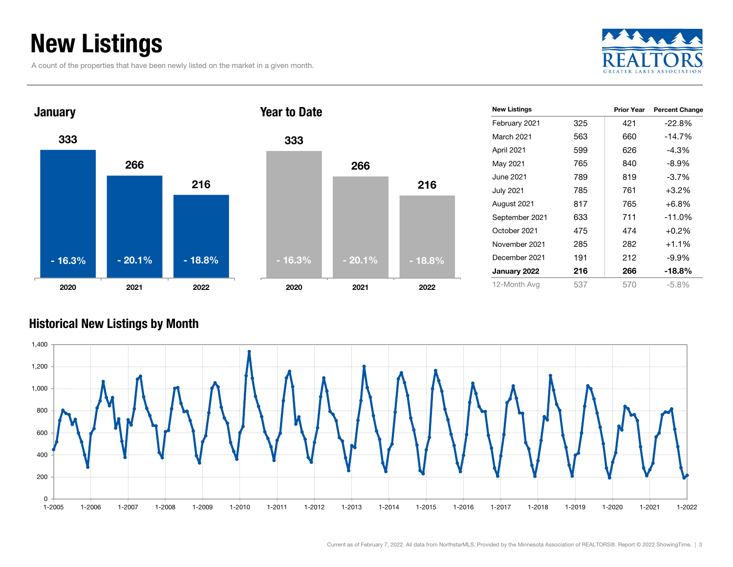# New Listings

A count of the properties that have been newly listed on the market in a given month.

### January

| Year | New Listings | Change |
|---|---|---|
| 2020 | 333 | - 16.3% |
| 2021 | 266 | - 20.1% |
| 2022 | 216 | - 18.8% |

### Year to Date

| Year | New Listings | Change |
|---|---|---|
| 2020 | 333 | - 16.3% |
| 2021 | 266 | - 20.1% |
| 2022 | 216 | - 18.8% |

| New Listings | | Prior Year | Percent Change |
|---|---|---|---|
| February 2021 | 325 | 421 | -22.8% |
| March 2021 | 563 | 660 | -14.7% |
| April 2021 | 599 | 626 | -4.3% |
| May 2021 | 765 | 840 | -8.9% |
| June 2021 | 789 | 819 | -3.7% |
| July 2021 | 785 | 761 | +3.2% |
| August 2021 | 817 | 765 | +6.8% |
| September 2021 | 633 | 711 | -11.0% |
| October 2021 | 475 | 474 | +0.2% |
| November 2021 | 285 | 282 | +1.1% |
| December 2021 | 191 | 212 | -9.9% |
| **January 2022** | **216** | **266** | **-18.8%** |
| 12-Month Avg | 537 | 570 | -5.8% |

### Historical New Listings by Month

Current as of February 7, 2022. All data from NorthstarMLS. Provided by the Minnesota Association of REALTORS®. Report © 2022 ShowingTime.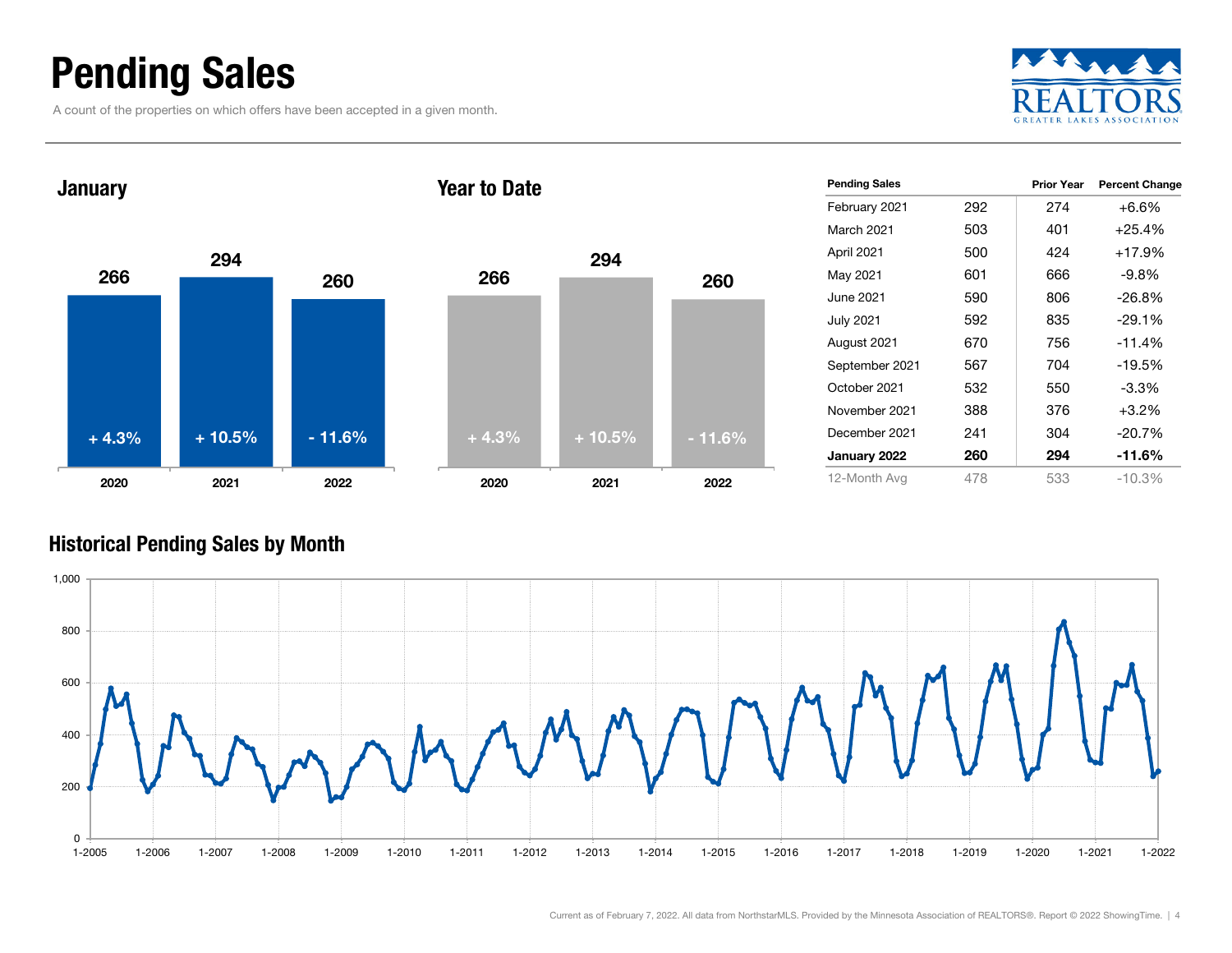# Pending Sales

A count of the properties on which offers have been accepted in a given month.

## January

| Year | Pending Sales | Change |
|---|---|---|
| 2020 | 266 | + 4.3% |
| 2021 | 294 | + 10.5% |
| 2022 | 260 | - 11.6% |

## Year to Date

| Year | Pending Sales | Change |
|---|---|---|
| 2020 | 266 | + 4.3% |
| 2021 | 294 | + 10.5% |
| 2022 | 260 | - 11.6% |

| Pending Sales | | Prior Year | Percent Change |
|---|---|---|---|
| February 2021 | 292 | 274 | +6.6% |
| March 2021 | 503 | 401 | +25.4% |
| April 2021 | 500 | 424 | +17.9% |
| May 2021 | 601 | 666 | -9.8% |
| June 2021 | 590 | 806 | -26.8% |
| July 2021 | 592 | 835 | -29.1% |
| August 2021 | 670 | 756 | -11.4% |
| September 2021 | 567 | 704 | -19.5% |
| October 2021 | 532 | 550 | -3.3% |
| November 2021 | 388 | 376 | +3.2% |
| December 2021 | 241 | 304 | -20.7% |
| **January 2022** | **260** | **294** | **-11.6%** |
| 12-Month Avg | 478 | 533 | -10.3% |

## Historical Pending Sales by Month

Current as of February 7, 2022. All data from NorthstarMLS. Provided by the Minnesota Association of REALTORS®. Report © 2022 ShowingTime.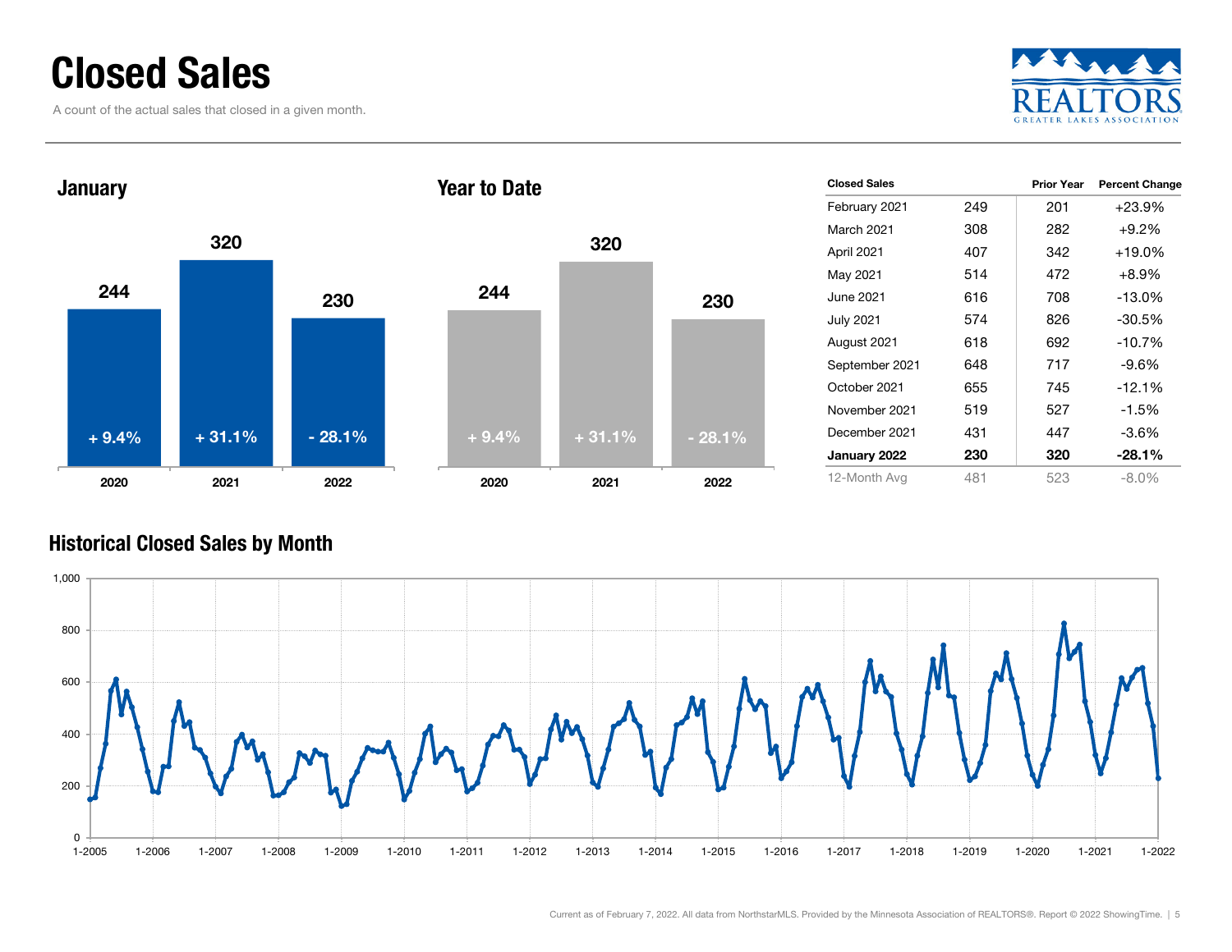# Closed Sales

A count of the actual sales that closed in a given month.

## January

| Year | Closed Sales | Percent Change |
| --- | --- | --- |
| 2020 | 244 | + 9.4% |
| 2021 | 320 | + 31.1% |
| 2022 | 230 | - 28.1% |

## Year to Date

| Year | Closed Sales | Percent Change |
| --- | --- | --- |
| 2020 | 244 | + 9.4% |
| 2021 | 320 | + 31.1% |
| 2022 | 230 | - 28.1% |

| Closed Sales | | Prior Year | Percent Change |
| --- | --- | --- | --- |
| February 2021 | 249 | 201 | +23.9% |
| March 2021 | 308 | 282 | +9.2% |
| April 2021 | 407 | 342 | +19.0% |
| May 2021 | 514 | 472 | +8.9% |
| June 2021 | 616 | 708 | -13.0% |
| July 2021 | 574 | 826 | -30.5% |
| August 2021 | 618 | 692 | -10.7% |
| September 2021 | 648 | 717 | -9.6% |
| October 2021 | 655 | 745 | -12.1% |
| November 2021 | 519 | 527 | -1.5% |
| December 2021 | 431 | 447 | -3.6% |
| **January 2022** | **230** | **320** | **-28.1%** |
| 12-Month Avg | 481 | 523 | -8.0% |

## Historical Closed Sales by Month

Current as of February 7, 2022. All data from NorthstarMLS. Provided by the Minnesota Association of REALTORS®. Report © 2022 ShowingTime.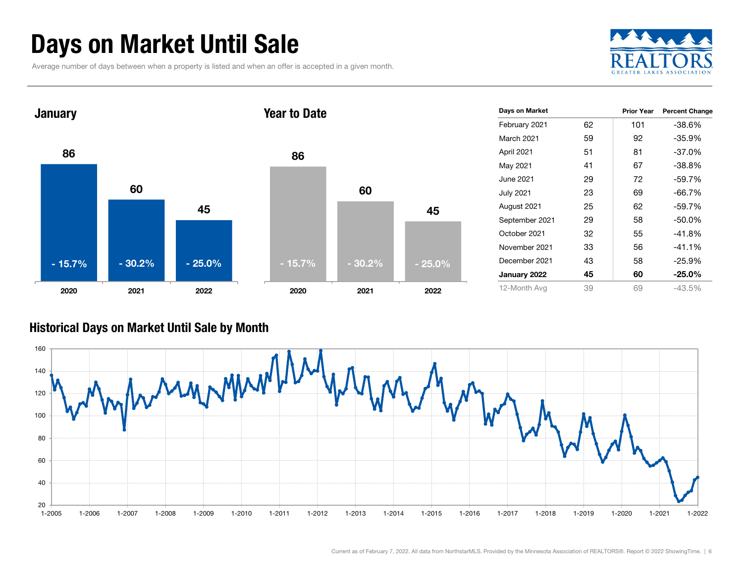# Days on Market Until Sale

Average number of days between when a property is listed and when an offer is accepted in a given month.

## January

| Year | Days on Market | Percent Change |
|---|---|---|
| 2020 | 86 | - 15.7% |
| 2021 | 60 | - 30.2% |
| 2022 | 45 | - 25.0% |

## Year to Date

| Year | Days on Market | Percent Change |
|---|---|---|
| 2020 | 86 | - 15.7% |
| 2021 | 60 | - 30.2% |
| 2022 | 45 | - 25.0% |

| Days on Market | | Prior Year | Percent Change |
|---|---|---|---|
| February 2021 | 62 | 101 | -38.6% |
| March 2021 | 59 | 92 | -35.9% |
| April 2021 | 51 | 81 | -37.0% |
| May 2021 | 41 | 67 | -38.8% |
| June 2021 | 29 | 72 | -59.7% |
| July 2021 | 23 | 69 | -66.7% |
| August 2021 | 25 | 62 | -59.7% |
| September 2021 | 29 | 58 | -50.0% |
| October 2021 | 32 | 55 | -41.8% |
| November 2021 | 33 | 56 | -41.1% |
| December 2021 | 43 | 58 | -25.9% |
| **January 2022** | **45** | **60** | **-25.0%** |
| 12-Month Avg | 39 | 69 | -43.5% |

## Historical Days on Market Until Sale by Month

Current as of February 7, 2022. All data from NorthstarMLS. Provided by the Minnesota Association of REALTORS®. Report © 2022 ShowingTime.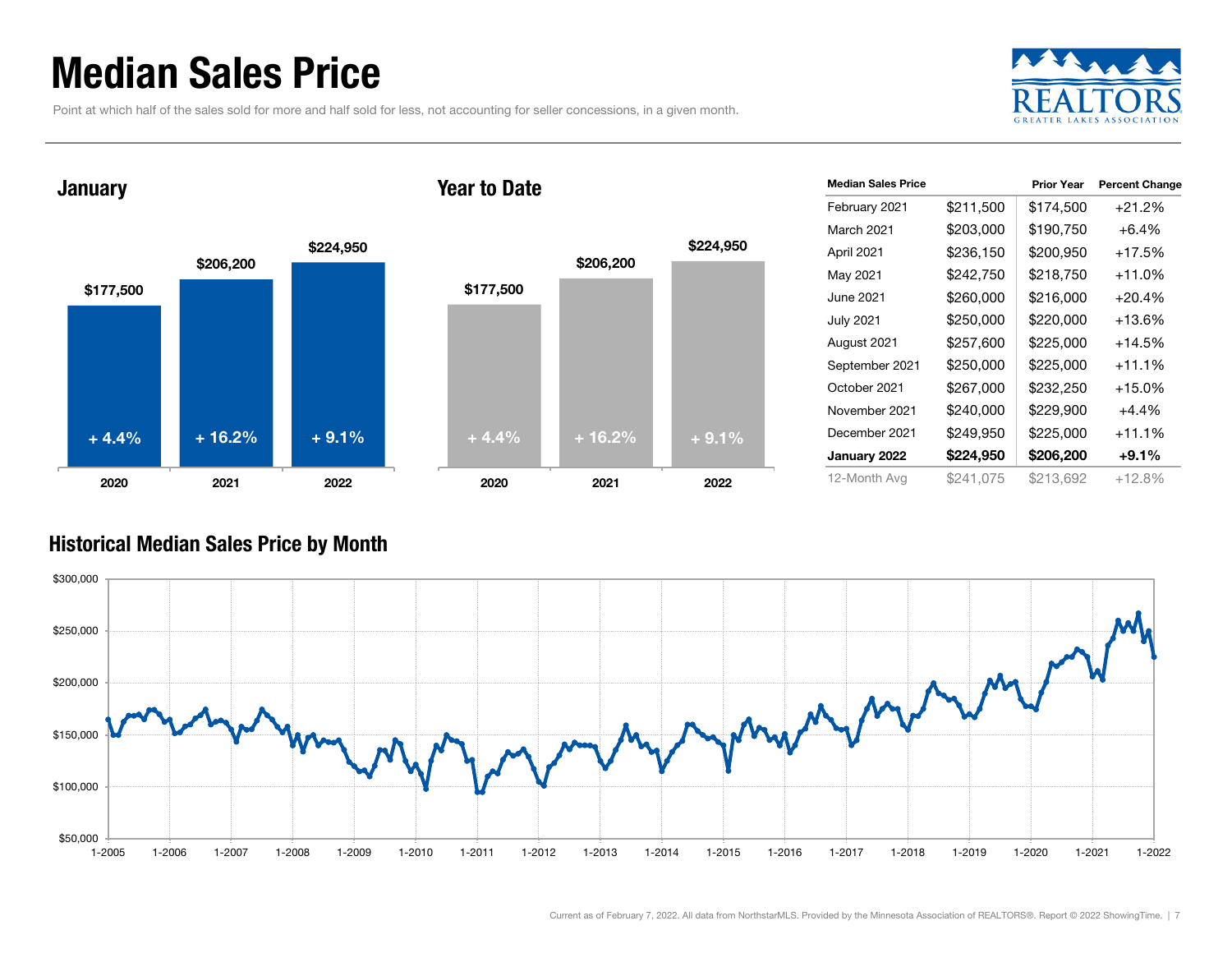# Median Sales Price

Point at which half of the sales sold for more and half sold for less, not accounting for seller concessions, in a given month.

## January

| Year | Median Sales Price | Change |
| --- | --- | --- |
| 2020 | $177,500 | + 4.4% |
| 2021 | $206,200 | + 16.2% |
| 2022 | $224,950 | + 9.1% |

## Year to Date

| Year | Median Sales Price | Change |
| --- | --- | --- |
| 2020 | $177,500 | + 4.4% |
| 2021 | $206,200 | + 16.2% |
| 2022 | $224,950 | + 9.1% |

| Median Sales Price | | Prior Year | Percent Change |
| --- | --- | --- | --- |
| February 2021 | $211,500 | $174,500 | +21.2% |
| March 2021 | $203,000 | $190,750 | +6.4% |
| April 2021 | $236,150 | $200,950 | +17.5% |
| May 2021 | $242,750 | $218,750 | +11.0% |
| June 2021 | $260,000 | $216,000 | +20.4% |
| July 2021 | $250,000 | $220,000 | +13.6% |
| August 2021 | $257,600 | $225,000 | +14.5% |
| September 2021 | $250,000 | $225,000 | +11.1% |
| October 2021 | $267,000 | $232,250 | +15.0% |
| November 2021 | $240,000 | $229,900 | +4.4% |
| December 2021 | $249,950 | $225,000 | +11.1% |
| **January 2022** | **$224,950** | **$206,200** | **+9.1%** |
| 12-Month Avg | $241,075 | $213,692 | +12.8% |

## Historical Median Sales Price by Month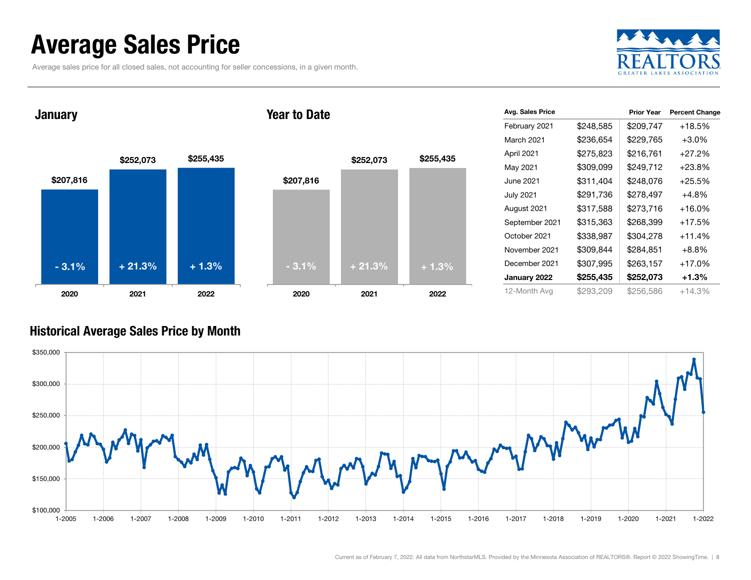# Average Sales Price

Average sales price for all closed sales, not accounting for seller concessions, in a given month.

REALTORS
GREATER LAKES ASSOCIATION

## January

| Year | Avg. Sales Price | Change |
|---|---|---|
| 2020 | $207,816 | - 3.1% |
| 2021 | $252,073 | + 21.3% |
| 2022 | $255,435 | + 1.3% |

## Year to Date

| Year | Avg. Sales Price | Change |
|---|---|---|
| 2020 | $207,816 | - 3.1% |
| 2021 | $252,073 | + 21.3% |
| 2022 | $255,435 | + 1.3% |

| Avg. Sales Price | | Prior Year | Percent Change |
|---|---|---|---|
| February 2021 | $248,585 | $209,747 | +18.5% |
| March 2021 | $236,654 | $229,765 | +3.0% |
| April 2021 | $275,823 | $216,761 | +27.2% |
| May 2021 | $309,099 | $249,712 | +23.8% |
| June 2021 | $311,404 | $248,076 | +25.5% |
| July 2021 | $291,736 | $278,497 | +4.8% |
| August 2021 | $317,588 | $273,716 | +16.0% |
| September 2021 | $315,363 | $268,399 | +17.5% |
| October 2021 | $338,987 | $304,278 | +11.4% |
| November 2021 | $309,844 | $284,851 | +8.8% |
| December 2021 | $307,995 | $263,157 | +17.0% |
| **January 2022** | **$255,435** | **$252,073** | **+1.3%** |
| 12-Month Avg | $293,209 | $256,586 | +14.3% |

## Historical Average Sales Price by Month

Current as of February 7, 2022. All data from NorthstarMLS. Provided by the Minnesota Association of REALTORS®. Report © 2022 ShowingTime.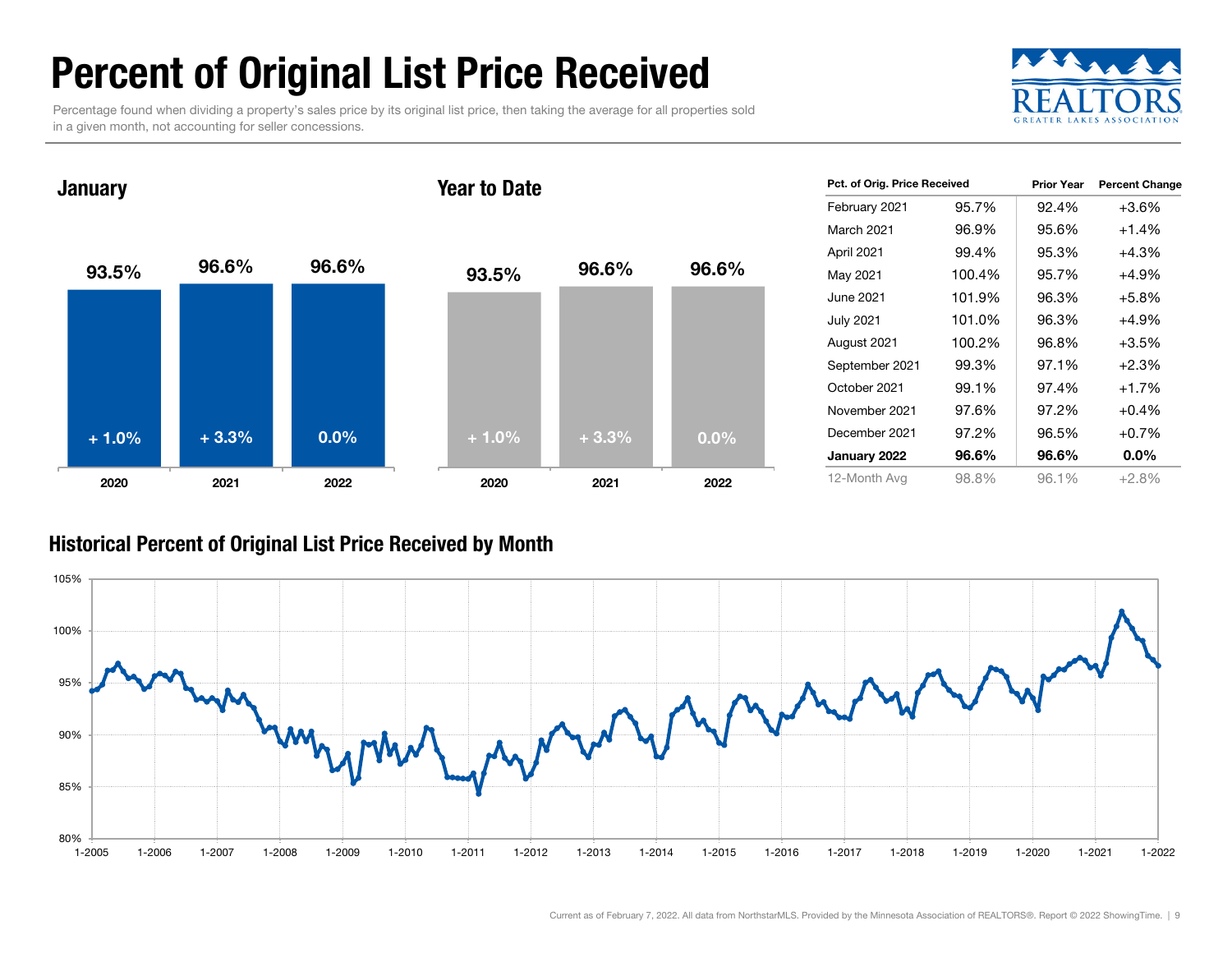# Percent of Original List Price Received

Percentage found when dividing a property's sales price by its original list price, then taking the average for all properties sold in a given month, not accounting for seller concessions.

## January

| | 2020 | 2021 | 2022 |
|---|---|---|---|
| Value | 93.5% | 96.6% | 96.6% |
| Change | + 1.0% | + 3.3% | 0.0% |

## Year to Date

| | 2020 | 2021 | 2022 |
|---|---|---|---|
| Value | 93.5% | 96.6% | 96.6% |
| Change | + 1.0% | + 3.3% | 0.0% |

| Pct. of Orig. Price Received | | Prior Year | Percent Change |
|---|---|---|---|
| February 2021 | 95.7% | 92.4% | +3.6% |
| March 2021 | 96.9% | 95.6% | +1.4% |
| April 2021 | 99.4% | 95.3% | +4.3% |
| May 2021 | 100.4% | 95.7% | +4.9% |
| June 2021 | 101.9% | 96.3% | +5.8% |
| July 2021 | 101.0% | 96.3% | +4.9% |
| August 2021 | 100.2% | 96.8% | +3.5% |
| September 2021 | 99.3% | 97.1% | +2.3% |
| October 2021 | 99.1% | 97.4% | +1.7% |
| November 2021 | 97.6% | 97.2% | +0.4% |
| December 2021 | 97.2% | 96.5% | +0.7% |
| **January 2022** | **96.6%** | **96.6%** | **0.0%** |
| 12-Month Avg | 98.8% | 96.1% | +2.8% |

## Historical Percent of Original List Price Received by Month

Current as of February 7, 2022. All data from NorthstarMLS. Provided by the Minnesota Association of REALTORS®. Report © 2022 ShowingTime.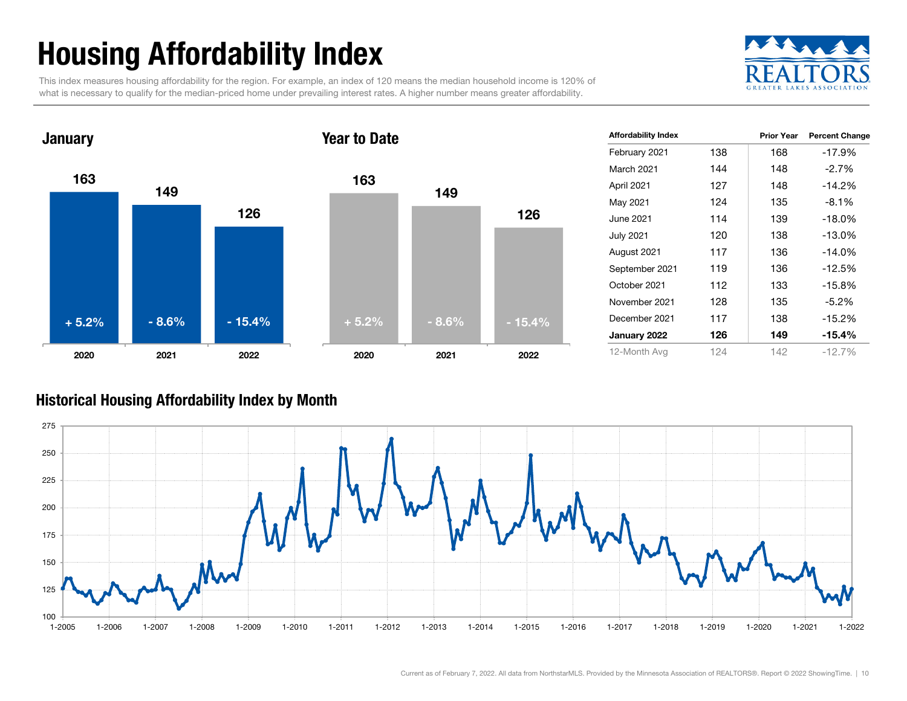# Housing Affordability Index

This index measures housing affordability for the region. For example, an index of 120 means the median household income is 120% of what is necessary to qualify for the median-priced home under prevailing interest rates. A higher number means greater affordability.

## January

| | 2020 | 2021 | 2022 |
|---|---|---|---|
| Index | 163 | 149 | 126 |
| Change | + 5.2% | - 8.6% | - 15.4% |

## Year to Date

| | 2020 | 2021 | 2022 |
|---|---|---|---|
| Index | 163 | 149 | 126 |
| Change | + 5.2% | - 8.6% | - 15.4% |

| Affordability Index | | Prior Year | Percent Change |
|---|---|---|---|
| February 2021 | 138 | 168 | -17.9% |
| March 2021 | 144 | 148 | -2.7% |
| April 2021 | 127 | 148 | -14.2% |
| May 2021 | 124 | 135 | -8.1% |
| June 2021 | 114 | 139 | -18.0% |
| July 2021 | 120 | 138 | -13.0% |
| August 2021 | 117 | 136 | -14.0% |
| September 2021 | 119 | 136 | -12.5% |
| October 2021 | 112 | 133 | -15.8% |
| November 2021 | 128 | 135 | -5.2% |
| December 2021 | 117 | 138 | -15.2% |
| **January 2022** | **126** | **149** | **-15.4%** |
| 12-Month Avg | 124 | 142 | -12.7% |

## Historical Housing Affordability Index by Month

Current as of February 7, 2022. All data from NorthstarMLS. Provided by the Minnesota Association of REALTORS®. Report © 2022 ShowingTime.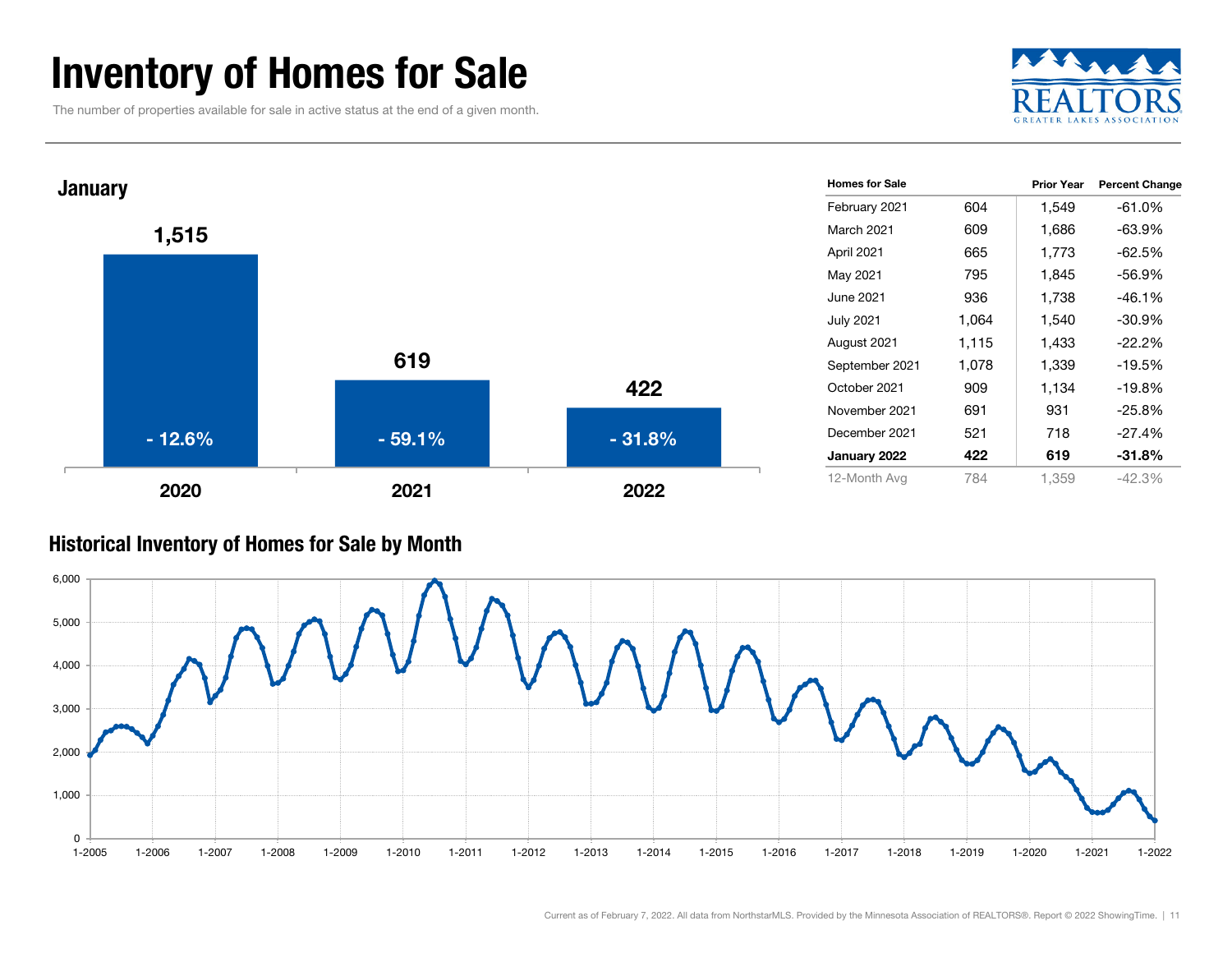# Inventory of Homes for Sale

The number of properties available for sale in active status at the end of a given month.

## January

| Year | Homes for Sale | Percent Change |
| --- | --- | --- |
| 2020 | 1,515 | - 12.6% |
| 2021 | 619 | - 59.1% |
| 2022 | 422 | - 31.8% |

| Homes for Sale | | Prior Year | Percent Change |
| --- | --- | --- | --- |
| February 2021 | 604 | 1,549 | -61.0% |
| March 2021 | 609 | 1,686 | -63.9% |
| April 2021 | 665 | 1,773 | -62.5% |
| May 2021 | 795 | 1,845 | -56.9% |
| June 2021 | 936 | 1,738 | -46.1% |
| July 2021 | 1,064 | 1,540 | -30.9% |
| August 2021 | 1,115 | 1,433 | -22.2% |
| September 2021 | 1,078 | 1,339 | -19.5% |
| October 2021 | 909 | 1,134 | -19.8% |
| November 2021 | 691 | 931 | -25.8% |
| December 2021 | 521 | 718 | -27.4% |
| **January 2022** | **422** | **619** | **-31.8%** |
| 12-Month Avg | 784 | 1,359 | -42.3% |

## Historical Inventory of Homes for Sale by Month

Current as of February 7, 2022. All data from NorthstarMLS. Provided by the Minnesota Association of REALTORS®. Report © 2022 ShowingTime.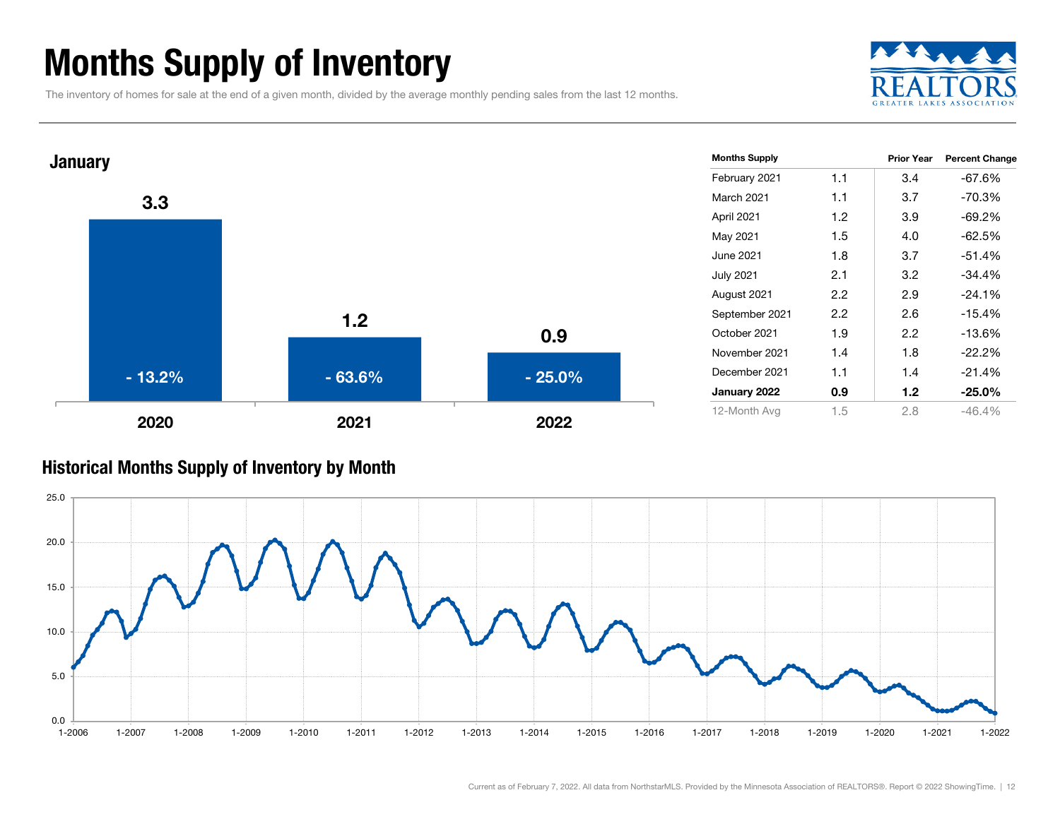# Months Supply of Inventory

The inventory of homes for sale at the end of a given month, divided by the average monthly pending sales from the last 12 months.

## January

| Year | Months Supply | Percent Change |
|---|---|---|
| 2020 | 3.3 | - 13.2% |
| 2021 | 1.2 | - 63.6% |
| 2022 | 0.9 | - 25.0% |

| Months Supply | | Prior Year | Percent Change |
|---|---|---|---|
| February 2021 | 1.1 | 3.4 | -67.6% |
| March 2021 | 1.1 | 3.7 | -70.3% |
| April 2021 | 1.2 | 3.9 | -69.2% |
| May 2021 | 1.5 | 4.0 | -62.5% |
| June 2021 | 1.8 | 3.7 | -51.4% |
| July 2021 | 2.1 | 3.2 | -34.4% |
| August 2021 | 2.2 | 2.9 | -24.1% |
| September 2021 | 2.2 | 2.6 | -15.4% |
| October 2021 | 1.9 | 2.2 | -13.6% |
| November 2021 | 1.4 | 1.8 | -22.2% |
| December 2021 | 1.1 | 1.4 | -21.4% |
| **January 2022** | **0.9** | **1.2** | **-25.0%** |
| 12-Month Avg | 1.5 | 2.8 | -46.4% |

## Historical Months Supply of Inventory by Month

Current as of February 7, 2022. All data from NorthstarMLS. Provided by the Minnesota Association of REALTORS®. Report © 2022 ShowingTime.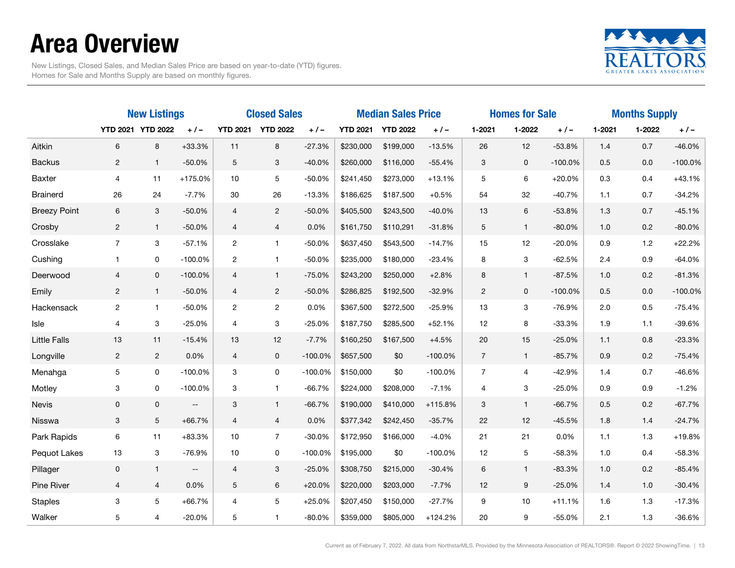# Area Overview

New Listings, Closed Sales, and Median Sales Price are based on year-to-date (YTD) figures.
Homes for Sale and Months Supply are based on monthly figures.

| | New Listings | | | Closed Sales | | | Median Sales Price | | | Homes for Sale | | | Months Supply | | |
|---|---|---|---|---|---|---|---|---|---|---|---|---|---|---|---|
| | YTD 2021 | YTD 2022 | + / – | YTD 2021 | YTD 2022 | + / – | YTD 2021 | YTD 2022 | + / – | 1-2021 | 1-2022 | + / – | 1-2021 | 1-2022 | + / – |
| Aitkin | 6 | 8 | +33.3% | 11 | 8 | -27.3% | $230,000 | $199,000 | -13.5% | 26 | 12 | -53.8% | 1.4 | 0.7 | -46.0% |
| Backus | 2 | 1 | -50.0% | 5 | 3 | -40.0% | $260,000 | $116,000 | -55.4% | 3 | 0 | -100.0% | 0.5 | 0.0 | -100.0% |
| Baxter | 4 | 11 | +175.0% | 10 | 5 | -50.0% | $241,450 | $273,000 | +13.1% | 5 | 6 | +20.0% | 0.3 | 0.4 | +43.1% |
| Brainerd | 26 | 24 | -7.7% | 30 | 26 | -13.3% | $186,625 | $187,500 | +0.5% | 54 | 32 | -40.7% | 1.1 | 0.7 | -34.2% |
| Breezy Point | 6 | 3 | -50.0% | 4 | 2 | -50.0% | $405,500 | $243,500 | -40.0% | 13 | 6 | -53.8% | 1.3 | 0.7 | -45.1% |
| Crosby | 2 | 1 | -50.0% | 4 | 4 | 0.0% | $161,750 | $110,291 | -31.8% | 5 | 1 | -80.0% | 1.0 | 0.2 | -80.0% |
| Crosslake | 7 | 3 | -57.1% | 2 | 1 | -50.0% | $637,450 | $543,500 | -14.7% | 15 | 12 | -20.0% | 0.9 | 1.2 | +22.2% |
| Cushing | 1 | 0 | -100.0% | 2 | 1 | -50.0% | $235,000 | $180,000 | -23.4% | 8 | 3 | -62.5% | 2.4 | 0.9 | -64.0% |
| Deerwood | 4 | 0 | -100.0% | 4 | 1 | -75.0% | $243,200 | $250,000 | +2.8% | 8 | 1 | -87.5% | 1.0 | 0.2 | -81.3% |
| Emily | 2 | 1 | -50.0% | 4 | 2 | -50.0% | $286,825 | $192,500 | -32.9% | 2 | 0 | -100.0% | 0.5 | 0.0 | -100.0% |
| Hackensack | 2 | 1 | -50.0% | 2 | 2 | 0.0% | $367,500 | $272,500 | -25.9% | 13 | 3 | -76.9% | 2.0 | 0.5 | -75.4% |
| Isle | 4 | 3 | -25.0% | 4 | 3 | -25.0% | $187,750 | $285,500 | +52.1% | 12 | 8 | -33.3% | 1.9 | 1.1 | -39.6% |
| Little Falls | 13 | 11 | -15.4% | 13 | 12 | -7.7% | $160,250 | $167,500 | +4.5% | 20 | 15 | -25.0% | 1.1 | 0.8 | -23.3% |
| Longville | 2 | 2 | 0.0% | 4 | 0 | -100.0% | $657,500 | $0 | -100.0% | 7 | 1 | -85.7% | 0.9 | 0.2 | -75.4% |
| Menahga | 5 | 0 | -100.0% | 3 | 0 | -100.0% | $150,000 | $0 | -100.0% | 7 | 4 | -42.9% | 1.4 | 0.7 | -46.6% |
| Motley | 3 | 0 | -100.0% | 3 | 1 | -66.7% | $224,000 | $208,000 | -7.1% | 4 | 3 | -25.0% | 0.9 | 0.9 | -1.2% |
| Nevis | 0 | 0 | -- | 3 | 1 | -66.7% | $190,000 | $410,000 | +115.8% | 3 | 1 | -66.7% | 0.5 | 0.2 | -67.7% |
| Nisswa | 3 | 5 | +66.7% | 4 | 4 | 0.0% | $377,342 | $242,450 | -35.7% | 22 | 12 | -45.5% | 1.8 | 1.4 | -24.7% |
| Park Rapids | 6 | 11 | +83.3% | 10 | 7 | -30.0% | $172,950 | $166,000 | -4.0% | 21 | 21 | 0.0% | 1.1 | 1.3 | +19.8% |
| Pequot Lakes | 13 | 3 | -76.9% | 10 | 0 | -100.0% | $195,000 | $0 | -100.0% | 12 | 5 | -58.3% | 1.0 | 0.4 | -58.3% |
| Pillager | 0 | 1 | -- | 4 | 3 | -25.0% | $308,750 | $215,000 | -30.4% | 6 | 1 | -83.3% | 1.0 | 0.2 | -85.4% |
| Pine River | 4 | 4 | 0.0% | 5 | 6 | +20.0% | $220,000 | $203,000 | -7.7% | 12 | 9 | -25.0% | 1.4 | 1.0 | -30.4% |
| Staples | 3 | 5 | +66.7% | 4 | 5 | +25.0% | $207,450 | $150,000 | -27.7% | 9 | 10 | +11.1% | 1.6 | 1.3 | -17.3% |
| Walker | 5 | 4 | -20.0% | 5 | 1 | -80.0% | $359,000 | $805,000 | +124.2% | 20 | 9 | -55.0% | 2.1 | 1.3 | -36.6% |

Current as of February 7, 2022. All data from NorthstarMLS. Provided by the Minnesota Association of REALTORS®. Report © 2022 ShowingTime.